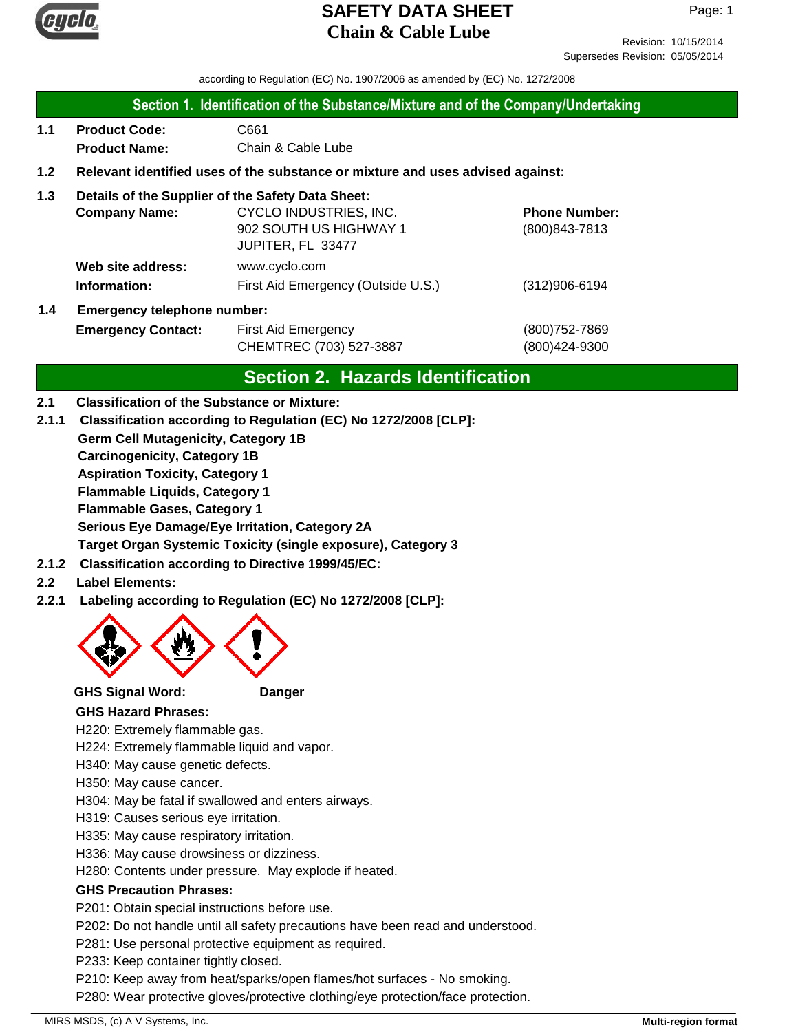# SAFETY DATA SHEET
## Chain & Cable Lube

Revision: 10/15/2014
Supersedes Revision: 05/05/2014

according to Regulation (EC) No. 1907/2006 as amended by (EC) No. 1272/2008

## Section 1. Identification of the Substance/Mixture and of the Company/Undertaking

**1.1 Product Code:** C661

**Product Name:** Chain & Cable Lube

**1.2 Relevant identified uses of the substance or mixture and uses advised against:**

**1.3 Details of the Supplier of the Safety Data Sheet:**

**Company Name:** CYCLO INDUSTRIES, INC.
902 SOUTH US HIGHWAY 1
JUPITER, FL 33477

**Phone Number:** (800)843-7813

**Web site address:** www.cyclo.com

**Information:** First Aid Emergency (Outside U.S.) (312)906-6194

**1.4 Emergency telephone number:**

**Emergency Contact:** First Aid Emergency (800)752-7869
CHEMTREC (703) 527-3887 (800)424-9300

## Section 2. Hazards Identification

**2.1 Classification of the Substance or Mixture:**

**2.1.1 Classification according to Regulation (EC) No 1272/2008 [CLP]:**

**Germ Cell Mutagenicity, Category 1B**
**Carcinogenicity, Category 1B**
**Aspiration Toxicity, Category 1**
**Flammable Liquids, Category 1**
**Flammable Gases, Category 1**
**Serious Eye Damage/Eye Irritation, Category 2A**
**Target Organ Systemic Toxicity (single exposure), Category 3**

**2.1.2 Classification according to Directive 1999/45/EC:**

**2.2 Label Elements:**

**2.2.1 Labeling according to Regulation (EC) No 1272/2008 [CLP]:**

**GHS Signal Word:** **Danger**

**GHS Hazard Phrases:**

H220: Extremely flammable gas.
H224: Extremely flammable liquid and vapor.
H340: May cause genetic defects.
H350: May cause cancer.
H304: May be fatal if swallowed and enters airways.
H319: Causes serious eye irritation.
H335: May cause respiratory irritation.
H336: May cause drowsiness or dizziness.
H280: Contents under pressure. May explode if heated.

**GHS Precaution Phrases:**

P201: Obtain special instructions before use.
P202: Do not handle until all safety precautions have been read and understood.
P281: Use personal protective equipment as required.
P233: Keep container tightly closed.
P210: Keep away from heat/sparks/open flames/hot surfaces - No smoking.
P280: Wear protective gloves/protective clothing/eye protection/face protection.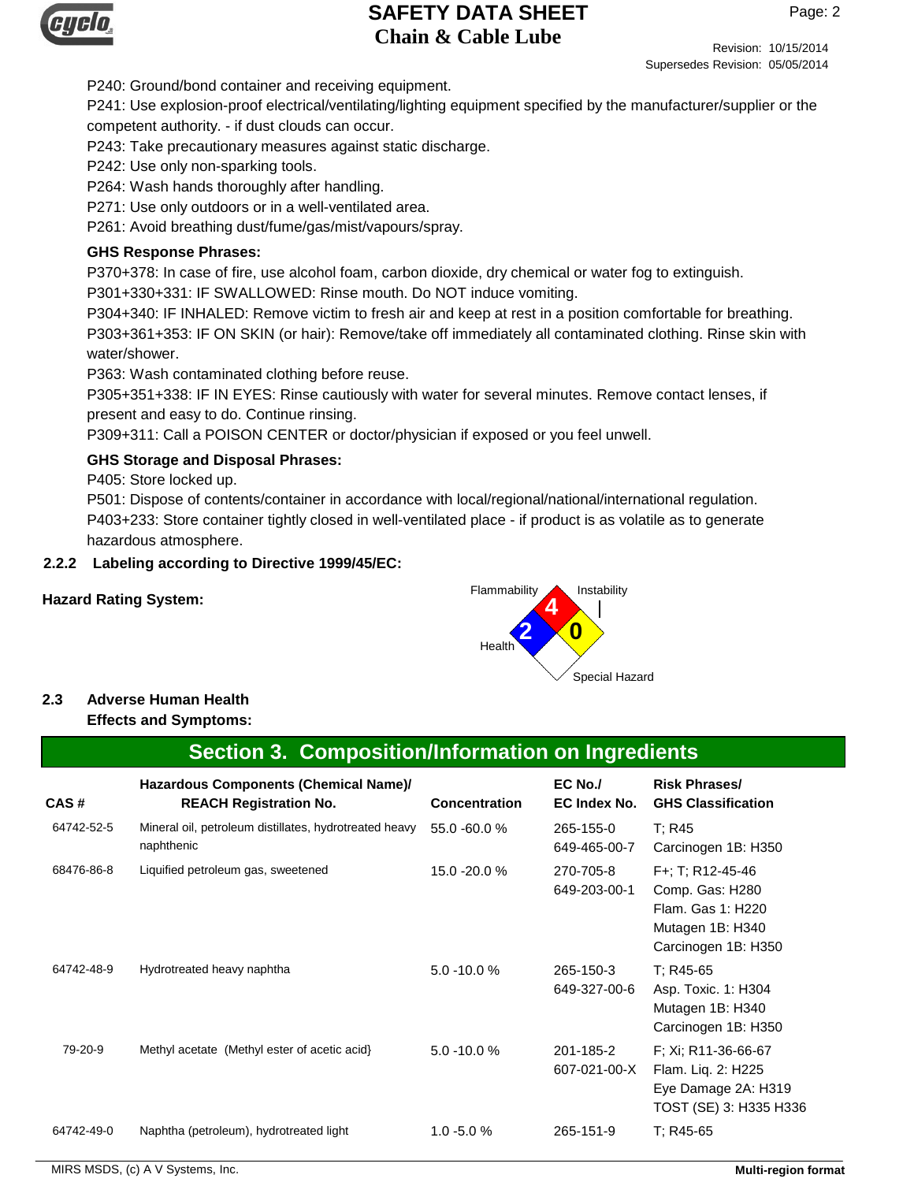P240: Ground/bond container and receiving equipment.

P241: Use explosion-proof electrical/ventilating/lighting equipment specified by the manufacturer/supplier or the competent authority. - if dust clouds can occur.

P243: Take precautionary measures against static discharge.

P242: Use only non-sparking tools.

P264: Wash hands thoroughly after handling.

P271: Use only outdoors or in a well-ventilated area.

P261: Avoid breathing dust/fume/gas/mist/vapours/spray.

**GHS Response Phrases:**

P370+378: In case of fire, use alcohol foam, carbon dioxide, dry chemical or water fog to extinguish.

P301+330+331: IF SWALLOWED: Rinse mouth. Do NOT induce vomiting.

P304+340: IF INHALED: Remove victim to fresh air and keep at rest in a position comfortable for breathing.

P303+361+353: IF ON SKIN (or hair): Remove/take off immediately all contaminated clothing. Rinse skin with water/shower.

P363: Wash contaminated clothing before reuse.

P305+351+338: IF IN EYES: Rinse cautiously with water for several minutes. Remove contact lenses, if present and easy to do. Continue rinsing.

P309+311: Call a POISON CENTER or doctor/physician if exposed or you feel unwell.

**GHS Storage and Disposal Phrases:**

P405: Store locked up.

P501: Dispose of contents/container in accordance with local/regional/national/international regulation.

P403+233: Store container tightly closed in well-ventilated place - if product is as volatile as to generate hazardous atmosphere.

### 2.2.2 Labeling according to Directive 1999/45/EC:

**Hazard Rating System:**

Flammability: 4
Health: 2
Instability: 0
Special Hazard

### 2.3 Adverse Human Health Effects and Symptoms:

## Section 3. Composition/Information on Ingredients

| CAS # | Hazardous Components (Chemical Name)/ REACH Registration No. | Concentration | EC No./ EC Index No. | Risk Phrases/ GHS Classification |
|---|---|---|---|---|
| 64742-52-5 | Mineral oil, petroleum distillates, hydrotreated heavy naphthenic | 55.0 -60.0 % | 265-155-0<br>649-465-00-7 | T; R45<br>Carcinogen 1B: H350 |
| 68476-86-8 | Liquified petroleum gas, sweetened | 15.0 -20.0 % | 270-705-8<br>649-203-00-1 | F+; T; R12-45-46<br>Comp. Gas: H280<br>Flam. Gas 1: H220<br>Mutagen 1B: H340<br>Carcinogen 1B: H350 |
| 64742-48-9 | Hydrotreated heavy naphtha | 5.0 -10.0 % | 265-150-3<br>649-327-00-6 | T; R45-65<br>Asp. Toxic. 1: H304<br>Mutagen 1B: H340<br>Carcinogen 1B: H350 |
| 79-20-9 | Methyl acetate (Methyl ester of acetic acid} | 5.0 -10.0 % | 201-185-2<br>607-021-00-X | F; Xi; R11-36-66-67<br>Flam. Liq. 2: H225<br>Eye Damage 2A: H319<br>TOST (SE) 3: H335 H336 |
| 64742-49-0 | Naphtha (petroleum), hydrotreated light | 1.0 -5.0 % | 265-151-9 | T; R45-65 |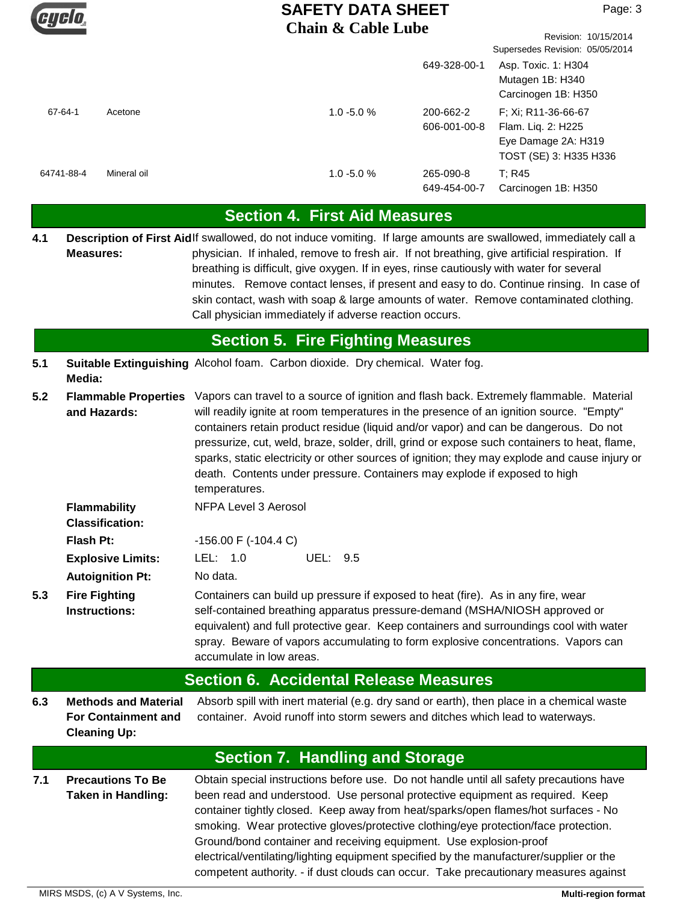| CAS | Chemical Name | % By Weight | EC/EINECS No. | Classification |
|---|---|---|---|---|
| | | | 649-328-00-1 | Asp. Toxic. 1: H304<br>Mutagen 1B: H340<br>Carcinogen 1B: H350 |
| 67-64-1 | Acetone | 1.0 -5.0 % | 200-662-2<br>606-001-00-8 | F; Xi; R11-36-66-67<br>Flam. Liq. 2: H225<br>Eye Damage 2A: H319<br>TOST (SE) 3: H335 H336 |
| 64741-88-4 | Mineral oil | 1.0 -5.0 % | 265-090-8<br>649-454-00-7 | T; R45<br>Carcinogen 1B: H350 |

## Section 4. First Aid Measures

**4.1 Description of First Aid Measures:** If swallowed, do not induce vomiting. If large amounts are swallowed, immediately call a physician. If inhaled, remove to fresh air. If not breathing, give artificial respiration. If breathing is difficult, give oxygen. If in eyes, rinse cautiously with water for several minutes. Remove contact lenses, if present and easy to do. Continue rinsing. In case of skin contact, wash with soap & large amounts of water. Remove contaminated clothing. Call physician immediately if adverse reaction occurs.

## Section 5. Fire Fighting Measures

**5.1 Suitable Extinguishing Media:** Alcohol foam. Carbon dioxide. Dry chemical. Water fog.

**5.2 Flammable Properties and Hazards:** Vapors can travel to a source of ignition and flash back. Extremely flammable. Material will readily ignite at room temperatures in the presence of an ignition source. "Empty" containers retain product residue (liquid and/or vapor) and can be dangerous. Do not pressurize, cut, weld, braze, solder, drill, grind or expose such containers to heat, flame, sparks, static electricity or other sources of ignition; they may explode and cause injury or death. Contents under pressure. Containers may explode if exposed to high temperatures.

**Flammability Classification:** NFPA Level 3 Aerosol

**Flash Pt:** -156.00 F (-104.4 C)

**Explosive Limits:** LEL: 1.0 UEL: 9.5

**Autoignition Pt:** No data.

**5.3 Fire Fighting Instructions:** Containers can build up pressure if exposed to heat (fire). As in any fire, wear self-contained breathing apparatus pressure-demand (MSHA/NIOSH approved or equivalent) and full protective gear. Keep containers and surroundings cool with water spray. Beware of vapors accumulating to form explosive concentrations. Vapors can accumulate in low areas.

## Section 6. Accidental Release Measures

**6.3 Methods and Material For Containment and Cleaning Up:** Absorb spill with inert material (e.g. dry sand or earth), then place in a chemical waste container. Avoid runoff into storm sewers and ditches which lead to waterways.

## Section 7. Handling and Storage

**7.1 Precautions To Be Taken in Handling:** Obtain special instructions before use. Do not handle until all safety precautions have been read and understood. Use personal protective equipment as required. Keep container tightly closed. Keep away from heat/sparks/open flames/hot surfaces - No smoking. Wear protective gloves/protective clothing/eye protection/face protection. Ground/bond container and receiving equipment. Use explosion-proof electrical/ventilating/lighting equipment specified by the manufacturer/supplier or the competent authority. - if dust clouds can occur. Take precautionary measures against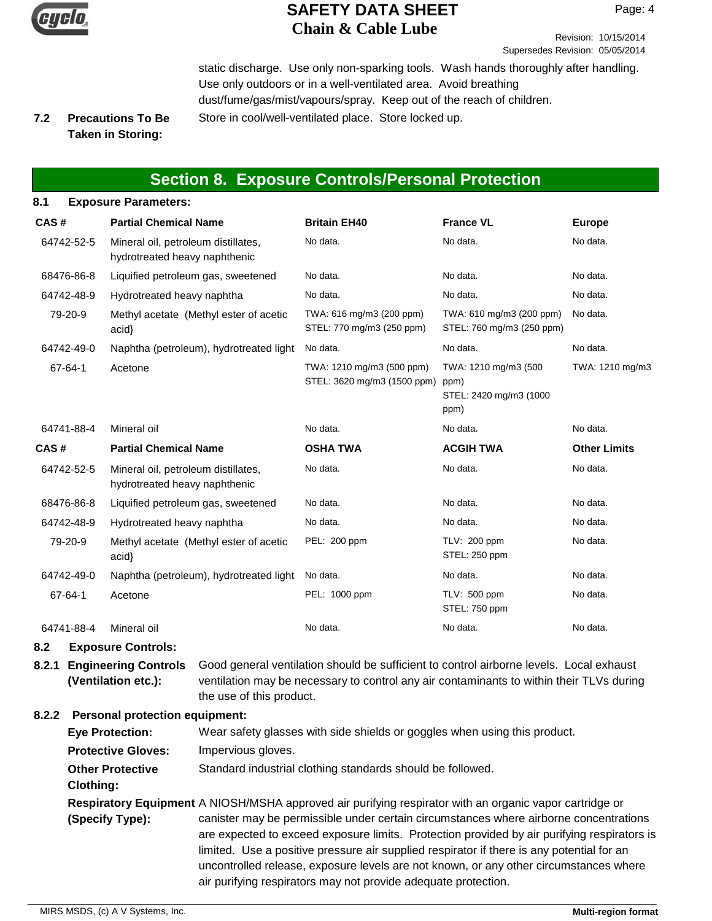static discharge. Use only non-sparking tools. Wash hands thoroughly after handling. Use only outdoors or in a well-ventilated area. Avoid breathing dust/fume/gas/mist/vapours/spray. Keep out of the reach of children.

**7.2 Precautions To Be Taken in Storing:** Store in cool/well-ventilated place. Store locked up.

## Section 8. Exposure Controls/Personal Protection

### 8.1 Exposure Parameters:

| CAS # | Partial Chemical Name | Britain EH40 | France VL | Europe |
|---|---|---|---|---|
| 64742-52-5 | Mineral oil, petroleum distillates, hydrotreated heavy naphthenic | No data. | No data. | No data. |
| 68476-86-8 | Liquified petroleum gas, sweetened | No data. | No data. | No data. |
| 64742-48-9 | Hydrotreated heavy naphtha | No data. | No data. | No data. |
| 79-20-9 | Methyl acetate (Methyl ester of acetic acid} | TWA: 616 mg/m3 (200 ppm) STEL: 770 mg/m3 (250 ppm) | TWA: 610 mg/m3 (200 ppm) STEL: 760 mg/m3 (250 ppm) | No data. |
| 64742-49-0 | Naphtha (petroleum), hydrotreated light | No data. | No data. | No data. |
| 67-64-1 | Acetone | TWA: 1210 mg/m3 (500 ppm) STEL: 3620 mg/m3 (1500 ppm) | TWA: 1210 mg/m3 (500 ppm) STEL: 2420 mg/m3 (1000 ppm) | TWA: 1210 mg/m3 |
| 64741-88-4 | Mineral oil | No data. | No data. | No data. |

| CAS # | Partial Chemical Name | OSHA TWA | ACGIH TWA | Other Limits |
|---|---|---|---|---|
| 64742-52-5 | Mineral oil, petroleum distillates, hydrotreated heavy naphthenic | No data. | No data. | No data. |
| 68476-86-8 | Liquified petroleum gas, sweetened | No data. | No data. | No data. |
| 64742-48-9 | Hydrotreated heavy naphtha | No data. | No data. | No data. |
| 79-20-9 | Methyl acetate (Methyl ester of acetic acid} | PEL: 200 ppm | TLV: 200 ppm STEL: 250 ppm | No data. |
| 64742-49-0 | Naphtha (petroleum), hydrotreated light | No data. | No data. | No data. |
| 67-64-1 | Acetone | PEL: 1000 ppm | TLV: 500 ppm STEL: 750 ppm | No data. |
| 64741-88-4 | Mineral oil | No data. | No data. | No data. |

### 8.2 Exposure Controls:

**8.2.1 Engineering Controls (Ventilation etc.):** Good general ventilation should be sufficient to control airborne levels. Local exhaust ventilation may be necessary to control any air contaminants to within their TLVs during the use of this product.

**8.2.2 Personal protection equipment:**

**Eye Protection:** Wear safety glasses with side shields or goggles when using this product.

**Protective Gloves:** Impervious gloves.

**Other Protective Clothing:** Standard industrial clothing standards should be followed.

**Respiratory Equipment (Specify Type):** A NIOSH/MSHA approved air purifying respirator with an organic vapor cartridge or canister may be permissible under certain circumstances where airborne concentrations are expected to exceed exposure limits. Protection provided by air purifying respirators is limited. Use a positive pressure air supplied respirator if there is any potential for an uncontrolled release, exposure levels are not known, or any other circumstances where air purifying respirators may not provide adequate protection.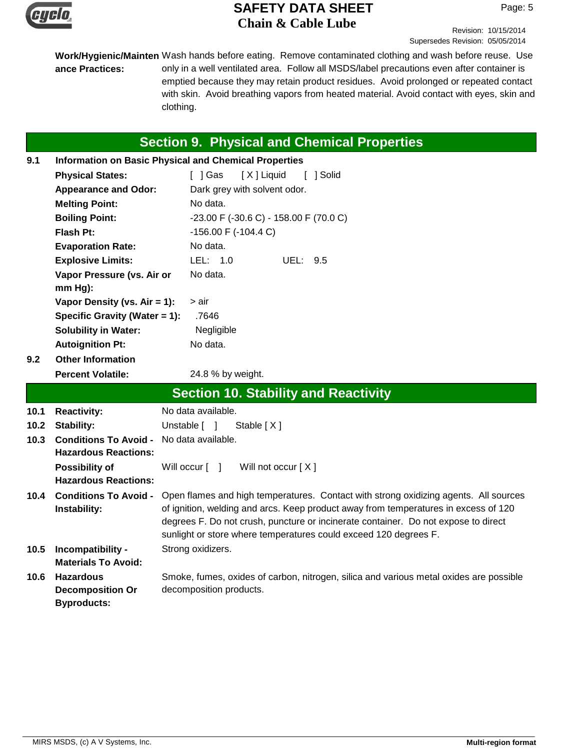**Work/Hygienic/Maintenance Practices:** Wash hands before eating. Remove contaminated clothing and wash before reuse. Use only in a well ventilated area. Follow all MSDS/label precautions even after container is emptied because they may retain product residues. Avoid prolonged or repeated contact with skin. Avoid breathing vapors from heated material. Avoid contact with eyes, skin and clothing.

## Section 9. Physical and Chemical Properties

**9.1 Information on Basic Physical and Chemical Properties**

| | |
|---|---|
| **Physical States:** | [ ] Gas [ X ] Liquid [ ] Solid |
| **Appearance and Odor:** | Dark grey with solvent odor. |
| **Melting Point:** | No data. |
| **Boiling Point:** | -23.00 F (-30.6 C) - 158.00 F (70.0 C) |
| **Flash Pt:** | -156.00 F (-104.4 C) |
| **Evaporation Rate:** | No data. |
| **Explosive Limits:** | LEL: 1.0 UEL: 9.5 |
| **Vapor Pressure (vs. Air or mm Hg):** | No data. |
| **Vapor Density (vs. Air = 1):** | > air |
| **Specific Gravity (Water = 1):** | .7646 |
| **Solubility in Water:** | Negligible |
| **Autoignition Pt:** | No data. |

**9.2 Other Information**

| | |
|---|---|
| **Percent Volatile:** | 24.8 % by weight. |

## Section 10. Stability and Reactivity

**10.1 Reactivity:** No data available.

**10.2 Stability:** Unstable [ ] Stable [ X ]

**10.3 Conditions To Avoid - Hazardous Reactions:** No data available.

**Possibility of Hazardous Reactions:** Will occur [ ] Will not occur [ X ]

**10.4 Conditions To Avoid - Instability:** Open flames and high temperatures. Contact with strong oxidizing agents. All sources of ignition, welding and arcs. Keep product away from temperatures in excess of 120 degrees F. Do not crush, puncture or incinerate container. Do not expose to direct sunlight or store where temperatures could exceed 120 degrees F.

**10.5 Incompatibility - Materials To Avoid:** Strong oxidizers.

**10.6 Hazardous Decomposition Or Byproducts:** Smoke, fumes, oxides of carbon, nitrogen, silica and various metal oxides are possible decomposition products.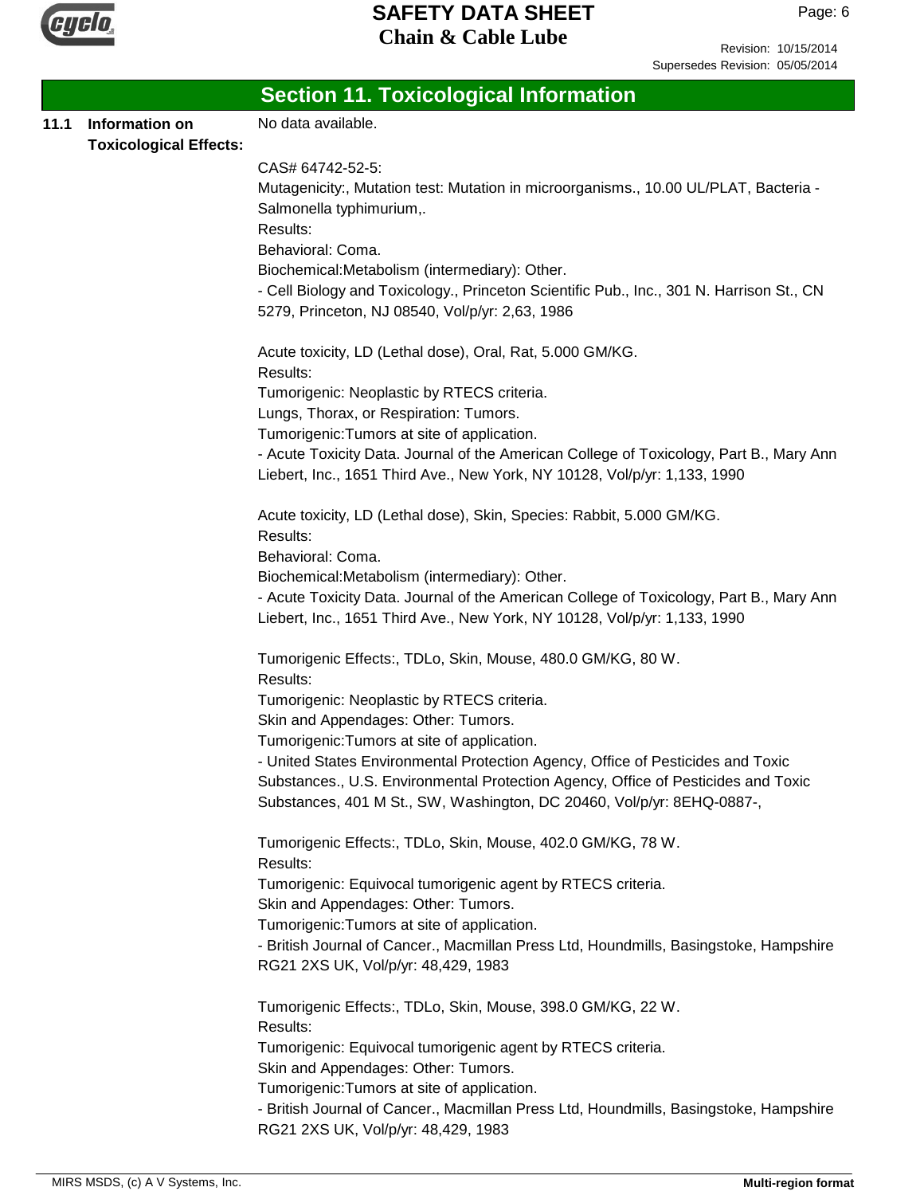## Section 11. Toxicological Information

**11.1 Information on Toxicological Effects:**

No data available.

CAS# 64742-52-5:
Mutagenicity:, Mutation test: Mutation in microorganisms., 10.00 UL/PLAT, Bacteria - Salmonella typhimurium,.
Results:
Behavioral: Coma.
Biochemical:Metabolism (intermediary): Other.
- Cell Biology and Toxicology., Princeton Scientific Pub., Inc., 301 N. Harrison St., CN 5279, Princeton, NJ 08540, Vol/p/yr: 2,63, 1986

Acute toxicity, LD (Lethal dose), Oral, Rat, 5.000 GM/KG.
Results:
Tumorigenic: Neoplastic by RTECS criteria.
Lungs, Thorax, or Respiration: Tumors.
Tumorigenic:Tumors at site of application.
- Acute Toxicity Data. Journal of the American College of Toxicology, Part B., Mary Ann Liebert, Inc., 1651 Third Ave., New York, NY 10128, Vol/p/yr: 1,133, 1990

Acute toxicity, LD (Lethal dose), Skin, Species: Rabbit, 5.000 GM/KG.
Results:
Behavioral: Coma.
Biochemical:Metabolism (intermediary): Other.
- Acute Toxicity Data. Journal of the American College of Toxicology, Part B., Mary Ann Liebert, Inc., 1651 Third Ave., New York, NY 10128, Vol/p/yr: 1,133, 1990

Tumorigenic Effects:, TDLo, Skin, Mouse, 480.0 GM/KG, 80 W.
Results:
Tumorigenic: Neoplastic by RTECS criteria.
Skin and Appendages: Other: Tumors.
Tumorigenic:Tumors at site of application.
- United States Environmental Protection Agency, Office of Pesticides and Toxic Substances., U.S. Environmental Protection Agency, Office of Pesticides and Toxic Substances, 401 M St., SW, Washington, DC 20460, Vol/p/yr: 8EHQ-0887-,

Tumorigenic Effects:, TDLo, Skin, Mouse, 402.0 GM/KG, 78 W.
Results:
Tumorigenic: Equivocal tumorigenic agent by RTECS criteria.
Skin and Appendages: Other: Tumors.
Tumorigenic:Tumors at site of application.
- British Journal of Cancer., Macmillan Press Ltd, Houndmills, Basingstoke, Hampshire RG21 2XS UK, Vol/p/yr: 48,429, 1983

Tumorigenic Effects:, TDLo, Skin, Mouse, 398.0 GM/KG, 22 W.
Results:
Tumorigenic: Equivocal tumorigenic agent by RTECS criteria.
Skin and Appendages: Other: Tumors.
Tumorigenic:Tumors at site of application.
- British Journal of Cancer., Macmillan Press Ltd, Houndmills, Basingstoke, Hampshire RG21 2XS UK, Vol/p/yr: 48,429, 1983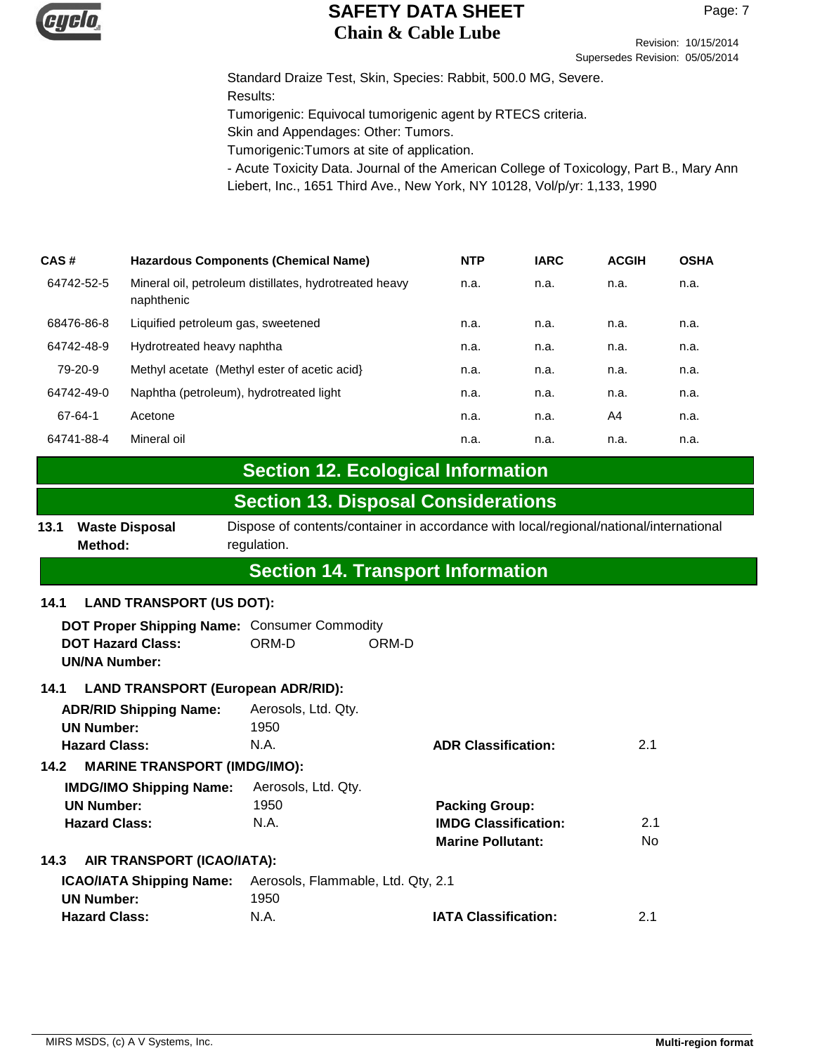Standard Draize Test, Skin, Species: Rabbit, 500.0 MG, Severe.
Results:
Tumorigenic: Equivocal tumorigenic agent by RTECS criteria.
Skin and Appendages: Other: Tumors.
Tumorigenic:Tumors at site of application.
- Acute Toxicity Data. Journal of the American College of Toxicology, Part B., Mary Ann Liebert, Inc., 1651 Third Ave., New York, NY 10128, Vol/p/yr: 1,133, 1990

| CAS # | Hazardous Components (Chemical Name) | NTP | IARC | ACGIH | OSHA |
|---|---|---|---|---|---|
| 64742-52-5 | Mineral oil, petroleum distillates, hydrotreated heavy naphthenic | n.a. | n.a. | n.a. | n.a. |
| 68476-86-8 | Liquified petroleum gas, sweetened | n.a. | n.a. | n.a. | n.a. |
| 64742-48-9 | Hydrotreated heavy naphtha | n.a. | n.a. | n.a. | n.a. |
| 79-20-9 | Methyl acetate (Methyl ester of acetic acid} | n.a. | n.a. | n.a. | n.a. |
| 64742-49-0 | Naphtha (petroleum), hydrotreated light | n.a. | n.a. | n.a. | n.a. |
| 67-64-1 | Acetone | n.a. | n.a. | A4 | n.a. |
| 64741-88-4 | Mineral oil | n.a. | n.a. | n.a. | n.a. |

## Section 12. Ecological Information

## Section 13. Disposal Considerations

**13.1 Waste Disposal Method:** Dispose of contents/container in accordance with local/regional/national/international regulation.

## Section 14. Transport Information

**14.1 LAND TRANSPORT (US DOT):**

**DOT Proper Shipping Name:** Consumer Commodity
**DOT Hazard Class:** ORM-D ORM-D
**UN/NA Number:**

**14.1 LAND TRANSPORT (European ADR/RID):**

**ADR/RID Shipping Name:** Aerosols, Ltd. Qty.
**UN Number:** 1950
**Hazard Class:** N.A. **ADR Classification:** 2.1

**14.2 MARINE TRANSPORT (IMDG/IMO):**

**IMDG/IMO Shipping Name:** Aerosols, Ltd. Qty.
**UN Number:** 1950 **Packing Group:**
**Hazard Class:** N.A. **IMDG Classification:** 2.1
**Marine Pollutant:** No

**14.3 AIR TRANSPORT (ICAO/IATA):**

**ICAO/IATA Shipping Name:** Aerosols, Flammable, Ltd. Qty, 2.1
**UN Number:** 1950
**Hazard Class:** N.A. **IATA Classification:** 2.1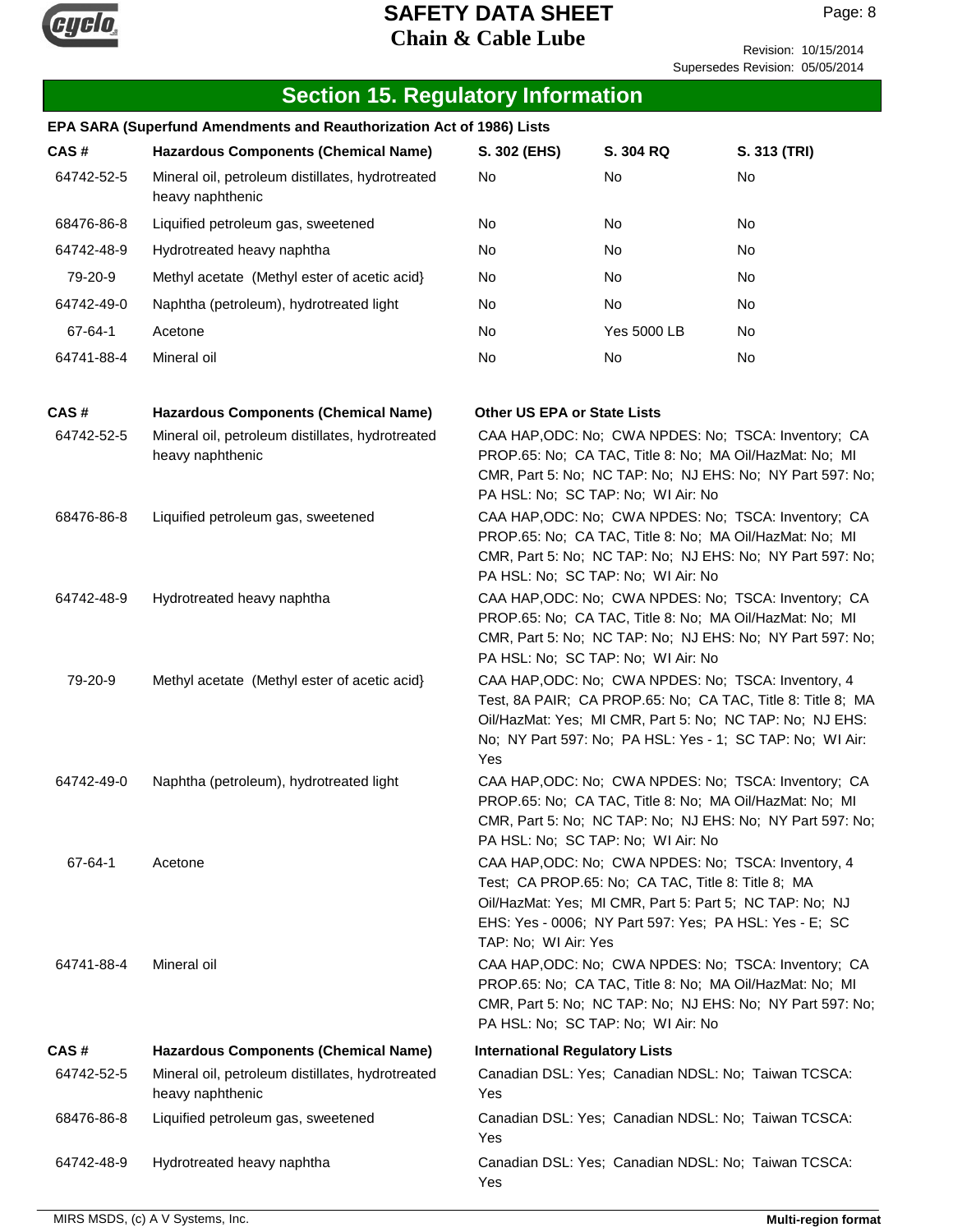## Section 15. Regulatory Information

**EPA SARA (Superfund Amendments and Reauthorization Act of 1986) Lists**

| CAS # | Hazardous Components (Chemical Name) | S. 302 (EHS) | S. 304 RQ | S. 313 (TRI) |
|---|---|---|---|---|
| 64742-52-5 | Mineral oil, petroleum distillates, hydrotreated heavy naphthenic | No | No | No |
| 68476-86-8 | Liquified petroleum gas, sweetened | No | No | No |
| 64742-48-9 | Hydrotreated heavy naphtha | No | No | No |
| 79-20-9 | Methyl acetate (Methyl ester of acetic acid} | No | No | No |
| 64742-49-0 | Naphtha (petroleum), hydrotreated light | No | No | No |
| 67-64-1 | Acetone | No | Yes 5000 LB | No |
| 64741-88-4 | Mineral oil | No | No | No |

| CAS # | Hazardous Components (Chemical Name) | Other US EPA or State Lists |
|---|---|---|
| 64742-52-5 | Mineral oil, petroleum distillates, hydrotreated heavy naphthenic | CAA HAP,ODC: No; CWA NPDES: No; TSCA: Inventory; CA PROP.65: No; CA TAC, Title 8: No; MA Oil/HazMat: No; MI CMR, Part 5: No; NC TAP: No; NJ EHS: No; NY Part 597: No; PA HSL: No; SC TAP: No; WI Air: No |
| 68476-86-8 | Liquified petroleum gas, sweetened | CAA HAP,ODC: No; CWA NPDES: No; TSCA: Inventory; CA PROP.65: No; CA TAC, Title 8: No; MA Oil/HazMat: No; MI CMR, Part 5: No; NC TAP: No; NJ EHS: No; NY Part 597: No; PA HSL: No; SC TAP: No; WI Air: No |
| 64742-48-9 | Hydrotreated heavy naphtha | CAA HAP,ODC: No; CWA NPDES: No; TSCA: Inventory; CA PROP.65: No; CA TAC, Title 8: No; MA Oil/HazMat: No; MI CMR, Part 5: No; NC TAP: No; NJ EHS: No; NY Part 597: No; PA HSL: No; SC TAP: No; WI Air: No |
| 79-20-9 | Methyl acetate (Methyl ester of acetic acid} | CAA HAP,ODC: No; CWA NPDES: No; TSCA: Inventory, 4 Test, 8A PAIR; CA PROP.65: No; CA TAC, Title 8: Title 8; MA Oil/HazMat: Yes; MI CMR, Part 5: No; NC TAP: No; NJ EHS: No; NY Part 597: No; PA HSL: Yes - 1; SC TAP: No; WI Air: Yes |
| 64742-49-0 | Naphtha (petroleum), hydrotreated light | CAA HAP,ODC: No; CWA NPDES: No; TSCA: Inventory; CA PROP.65: No; CA TAC, Title 8: No; MA Oil/HazMat: No; MI CMR, Part 5: No; NC TAP: No; NJ EHS: No; NY Part 597: No; PA HSL: No; SC TAP: No; WI Air: No |
| 67-64-1 | Acetone | CAA HAP,ODC: No; CWA NPDES: No; TSCA: Inventory, 4 Test; CA PROP.65: No; CA TAC, Title 8: Title 8; MA Oil/HazMat: Yes; MI CMR, Part 5: Part 5; NC TAP: No; NJ EHS: Yes - 0006; NY Part 597: Yes; PA HSL: Yes - E; SC TAP: No; WI Air: Yes |
| 64741-88-4 | Mineral oil | CAA HAP,ODC: No; CWA NPDES: No; TSCA: Inventory; CA PROP.65: No; CA TAC, Title 8: No; MA Oil/HazMat: No; MI CMR, Part 5: No; NC TAP: No; NJ EHS: No; NY Part 597: No; PA HSL: No; SC TAP: No; WI Air: No |

| CAS # | Hazardous Components (Chemical Name) | International Regulatory Lists |
|---|---|---|
| 64742-52-5 | Mineral oil, petroleum distillates, hydrotreated heavy naphthenic | Canadian DSL: Yes; Canadian NDSL: No; Taiwan TCSCA: Yes |
| 68476-86-8 | Liquified petroleum gas, sweetened | Canadian DSL: Yes; Canadian NDSL: No; Taiwan TCSCA: Yes |
| 64742-48-9 | Hydrotreated heavy naphtha | Canadian DSL: Yes; Canadian NDSL: No; Taiwan TCSCA: Yes |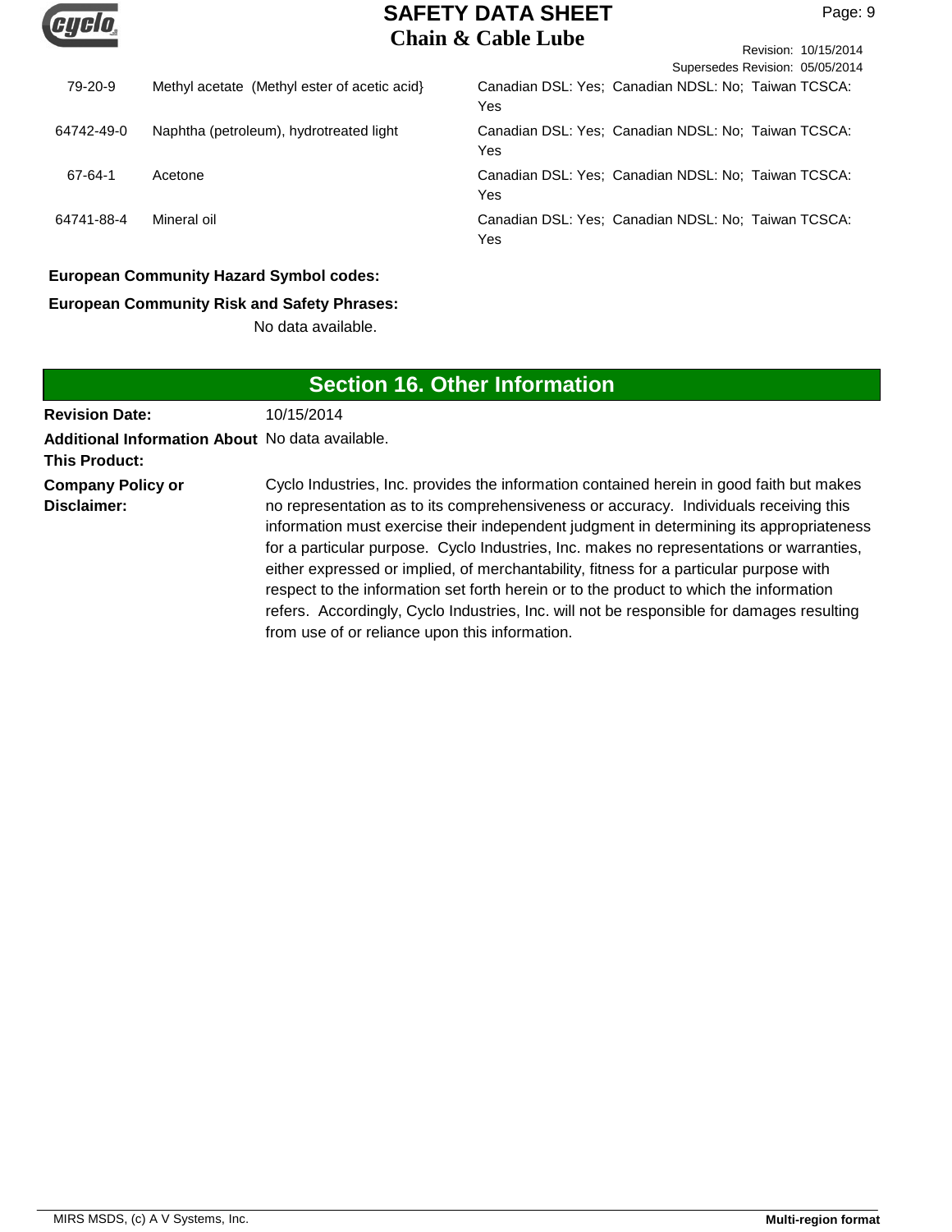| | | |
|---|---|---|
| 79-20-9 | Methyl acetate (Methyl ester of acetic acid} | Canadian DSL: Yes; Canadian NDSL: No; Taiwan TCSCA: Yes |
| 64742-49-0 | Naphtha (petroleum), hydrotreated light | Canadian DSL: Yes; Canadian NDSL: No; Taiwan TCSCA: Yes |
| 67-64-1 | Acetone | Canadian DSL: Yes; Canadian NDSL: No; Taiwan TCSCA: Yes |
| 64741-88-4 | Mineral oil | Canadian DSL: Yes; Canadian NDSL: No; Taiwan TCSCA: Yes |

**European Community Hazard Symbol codes:**

**European Community Risk and Safety Phrases:**

No data available.

## Section 16. Other Information

**Revision Date:** 10/15/2014

**Additional Information About This Product:** No data available.

**Company Policy or Disclaimer:** Cyclo Industries, Inc. provides the information contained herein in good faith but makes no representation as to its comprehensiveness or accuracy. Individuals receiving this information must exercise their independent judgment in determining its appropriateness for a particular purpose. Cyclo Industries, Inc. makes no representations or warranties, either expressed or implied, of merchantability, fitness for a particular purpose with respect to the information set forth herein or to the product to which the information refers. Accordingly, Cyclo Industries, Inc. will not be responsible for damages resulting from use of or reliance upon this information.